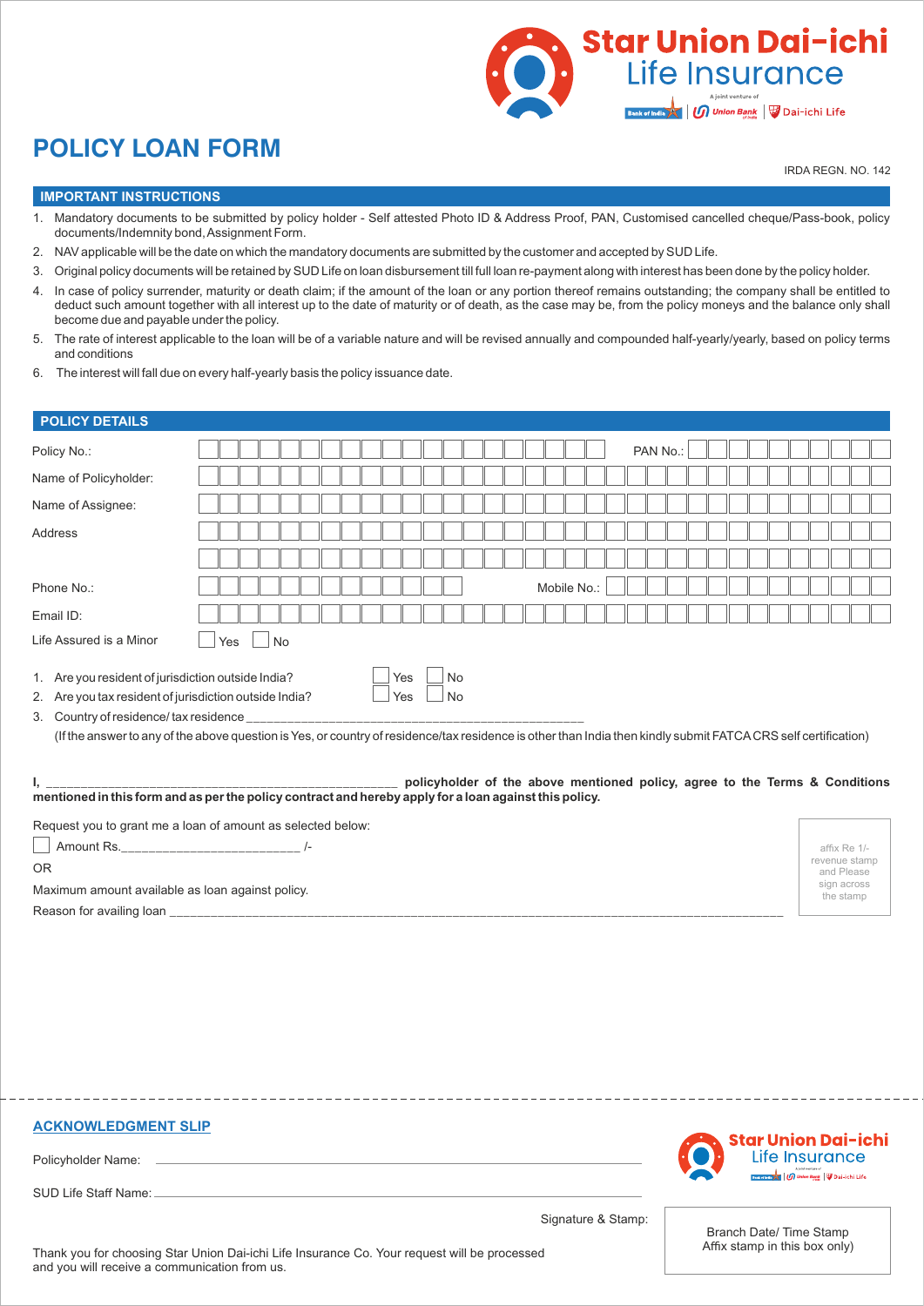Star Union Dai-ichi Life Insurance

A joint venture of Bank of India | Union Bank of India | Dai-ichi Life

# POLICY LOAN FORM

IRDA REGN. NO. 142

## IMPORTANT INSTRUCTIONS

1. Mandatory documents to be submitted by policy holder - Self attested Photo ID & Address Proof, PAN, Customised cancelled cheque/Pass-book, policy documents/Indemnity bond, Assignment Form.
2. NAV applicable will be the date on which the mandatory documents are submitted by the customer and accepted by SUD Life.
3. Original policy documents will be retained by SUD Life on loan disbursement till full loan re-payment along with interest has been done by the policy holder.
4. In case of policy surrender, maturity or death claim; if the amount of the loan or any portion thereof remains outstanding; the company shall be entitled to deduct such amount together with all interest up to the date of maturity or of death, as the case may be, from the policy moneys and the balance only shall become due and payable under the policy.
5. The rate of interest applicable to the loan will be of a variable nature and will be revised annually and compounded half-yearly/yearly, based on policy terms and conditions
6. The interest will fall due on every half-yearly basis the policy issuance date.

## POLICY DETAILS

Policy No.: __________ PAN No.: __________

Name of Policyholder: __________

Name of Assignee: __________

Address __________

__________

Phone No.: __________ Mobile No.: __________

Email ID: __________

Life Assured is a Minor ☐ Yes ☐ No

1. Are you resident of jurisdiction outside India? ☐ Yes ☐ No
2. Are you tax resident of jurisdiction outside India? ☐ Yes ☐ No
3. Country of residence/ tax residence ______________________________________________

(If the answer to any of the above question is Yes, or country of residence/tax residence is other than India then kindly submit FATCA CRS self certification)

**I, _________________________________________________ policyholder of the above mentioned policy, agree to the Terms & Conditions mentioned in this form and as per the policy contract and hereby apply for a loan against this policy.**

Request you to grant me a loan of amount as selected below:

☐ Amount Rs.________________________ /-

OR

Maximum amount available as loan against policy.

Reason for availing loan ______________________________________________________________________________________

affix Re 1/- revenue stamp and Please sign across the stamp

---

## ACKNOWLEDGMENT SLIP

Star Union Dai-ichi Life Insurance

Policyholder Name: __________

SUD Life Staff Name: __________

Signature & Stamp:

Branch Date/ Time Stamp Affix stamp in this box only)

Thank you for choosing Star Union Dai-ichi Life Insurance Co. Your request will be processed and you will receive a communication from us.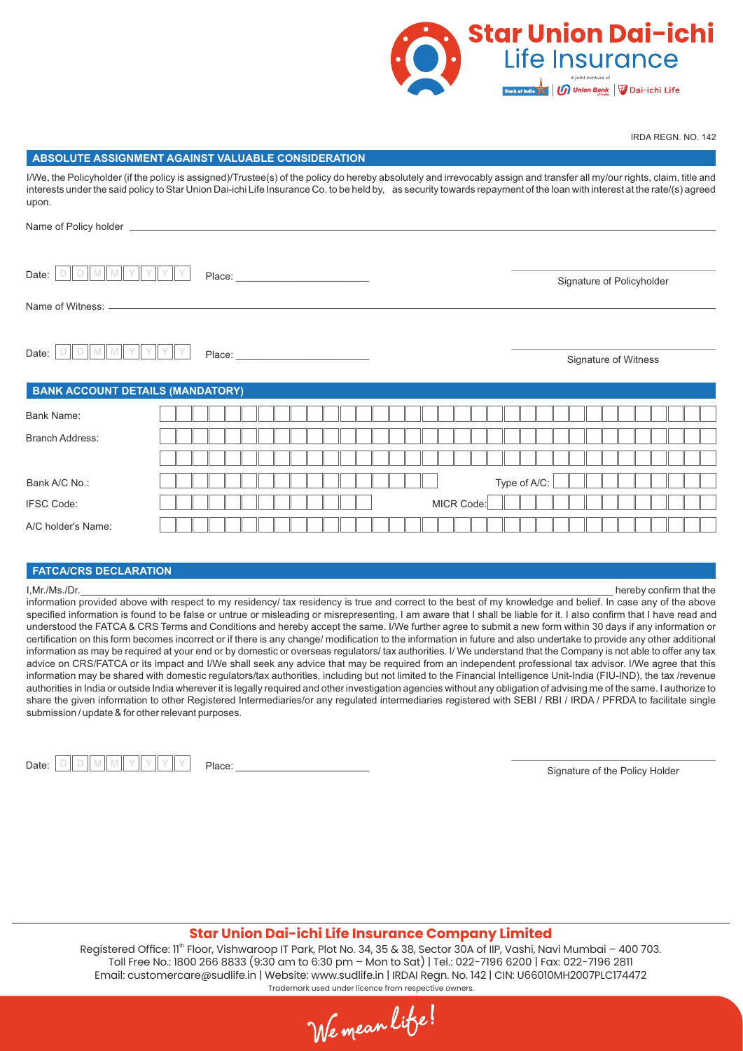IRDA REGN. NO. 142

## ABSOLUTE ASSIGNMENT AGAINST VALUABLE CONSIDERATION

I/We, the Policyholder (if the policy is assigned)/Trustee(s) of the policy do hereby absolutely and irrevocably assign and transfer all my/our rights, claim, title and interests under the said policy to Star Union Dai-ichi Life Insurance Co. to be held by, as security towards repayment of the loan with interest at the rate/(s) agreed upon.

Name of Policy holder ____________________

Date: D D M M Y Y Y Y Place: ____________________ Signature of Policyholder

Name of Witness: ____________________

Date: D D M M Y Y Y Y Place: ____________________ Signature of Witness

## BANK ACCOUNT DETAILS (MANDATORY)

| | |
|---|---|
| Bank Name: | |
| Branch Address: | |
| | |
| Bank A/C No.: | Type of A/C: |
| IFSC Code: | MICR Code: |
| A/C holder's Name: | |

## FATCA/CRS DECLARATION

I,Mr./Ms./Dr.____________________ hereby confirm that the information provided above with respect to my residency/ tax residency is true and correct to the best of my knowledge and belief. In case any of the above specified information is found to be false or untrue or misleading or misrepresenting, I am aware that I shall be liable for it. I also confirm that I have read and understood the FATCA & CRS Terms and Conditions and hereby accept the same. I/We further agree to submit a new form within 30 days if any information or certification on this form becomes incorrect or if there is any change/ modification to the information in future and also undertake to provide any other additional information as may be required at your end or by domestic or overseas regulators/ tax authorities. I/ We understand that the Company is not able to offer any tax advice on CRS/FATCA or its impact and I/We shall seek any advice that may be required from an independent professional tax advisor. I/We agree that this information may be shared with domestic regulators/tax authorities, including but not limited to the Financial Intelligence Unit-India (FIU-IND), the tax /revenue authorities in India or outside India wherever it is legally required and other investigation agencies without any obligation of advising me of the same. I authorize to share the given information to other Registered Intermediaries/or any regulated intermediaries registered with SEBI / RBI / IRDA / PFRDA to facilitate single submission / update & for other relevant purposes.

Date: D D M M Y Y Y Y Place: ____________________ Signature of the Policy Holder

**Star Union Dai-ichi Life Insurance Company Limited**

Registered Office: 11th Floor, Vishwaroop IT Park, Plot No. 34, 35 & 38, Sector 30A of IIP, Vashi, Navi Mumbai – 400 703.
Toll Free No.: 1800 266 8833 (9:30 am to 6:30 pm – Mon to Sat) | Tel.: 022-7196 6200 | Fax: 022-7196 2811
Email: customercare@sudlife.in | Website: www.sudlife.in | IRDAI Regn. No. 142 | CIN: U66010MH2007PLC174472
Trademark used under licence from respective owners.

We mean life!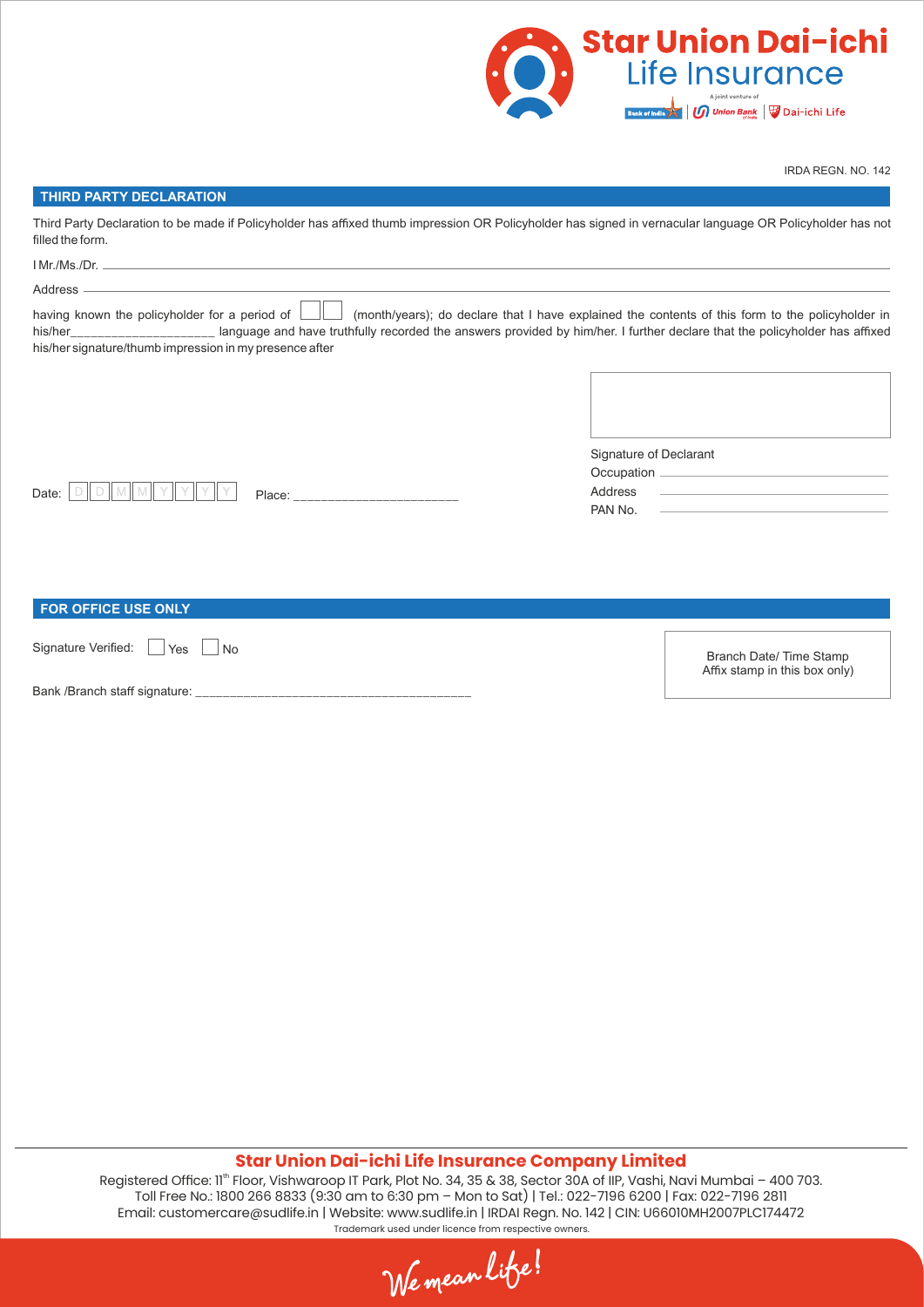Star Union Dai-ichi Life Insurance

A joint venture of Bank of India | Union Bank of India | Dai-ichi Life

IRDA REGN. NO. 142

## THIRD PARTY DECLARATION

Third Party Declaration to be made if Policyholder has affixed thumb impression OR Policyholder has signed in vernacular language OR Policyholder has not filled the form.

I Mr./Ms./Dr. ______________________________

Address ______________________________

having known the policyholder for a period of ☐☐ (month/years); do declare that I have explained the contents of this form to the policyholder in his/her____________________ language and have truthfully recorded the answers provided by him/her. I further declare that the policyholder has affixed his/her signature/thumb impression in my presence after

Date: D D M M Y Y Y Y    Place: ______________________

Signature of Declarant

Occupation ______________________

Address ______________________

PAN No. ______________________

## FOR OFFICE USE ONLY

Signature Verified: ☐ Yes ☐ No

Bank /Branch staff signature: ______________________________________

Branch Date/ Time Stamp
Affix stamp in this box only)

**Star Union Dai-ichi Life Insurance Company Limited**

Registered Office: 11th Floor, Vishwaroop IT Park, Plot No. 34, 35 & 38, Sector 30A of IIP, Vashi, Navi Mumbai – 400 703.
Toll Free No.: 1800 266 8833 (9:30 am to 6:30 pm – Mon to Sat) | Tel.: 022-7196 6200 | Fax: 022-7196 2811
Email: customercare@sudlife.in | Website: www.sudlife.in | IRDAI Regn. No. 142 | CIN: U66010MH2007PLC174472
Trademark used under licence from respective owners.

We mean life!